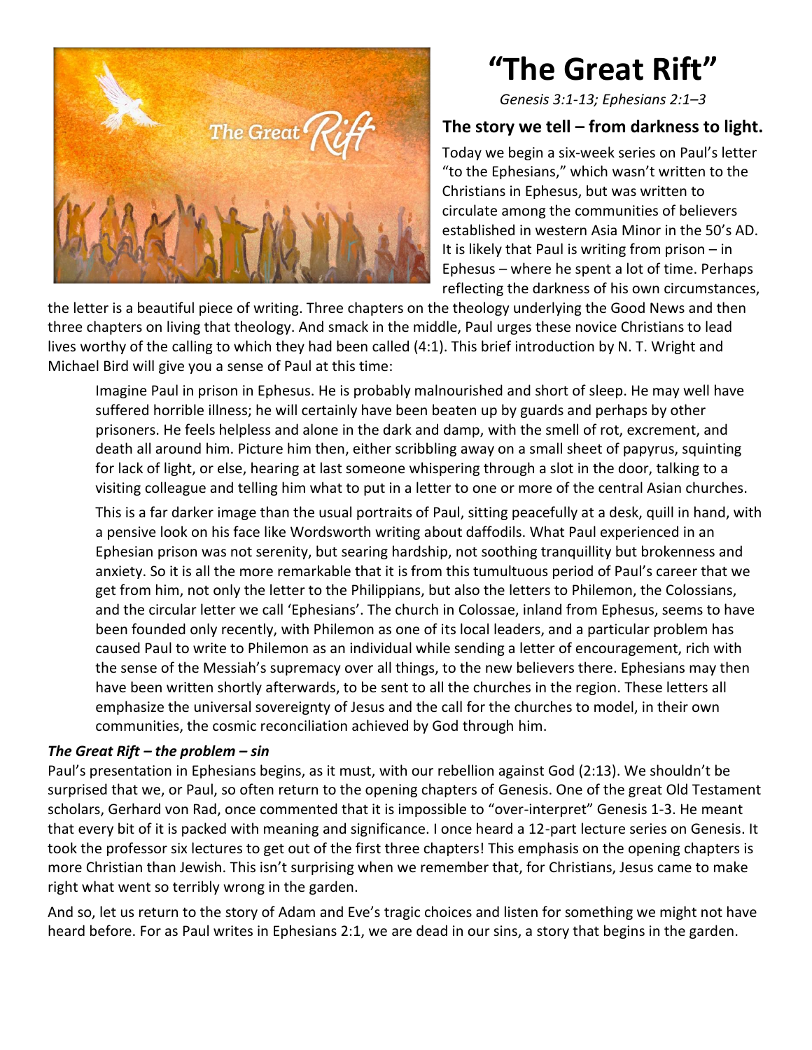# "The Great Rift"

*Genesis 3:1-13; Ephesians 2:1–3*

## The story we tell – from darkness to light.

Today we begin a six-week series on Paul's letter "to the Ephesians," which wasn't written to the Christians in Ephesus, but was written to circulate among the communities of believers established in western Asia Minor in the 50's AD. It is likely that Paul is writing from prison – in Ephesus – where he spent a lot of time. Perhaps reflecting the darkness of his own circumstances, the letter is a beautiful piece of writing. Three chapters on the theology underlying the Good News and then three chapters on living that theology. And smack in the middle, Paul urges these novice Christians to lead lives worthy of the calling to which they had been called (4:1). This brief introduction by N. T. Wright and Michael Bird will give you a sense of Paul at this time:

> Imagine Paul in prison in Ephesus. He is probably malnourished and short of sleep. He may well have suffered horrible illness; he will certainly have been beaten up by guards and perhaps by other prisoners. He feels helpless and alone in the dark and damp, with the smell of rot, excrement, and death all around him. Picture him then, either scribbling away on a small sheet of papyrus, squinting for lack of light, or else, hearing at last someone whispering through a slot in the door, talking to a visiting colleague and telling him what to put in a letter to one or more of the central Asian churches.
>
> This is a far darker image than the usual portraits of Paul, sitting peacefully at a desk, quill in hand, with a pensive look on his face like Wordsworth writing about daffodils. What Paul experienced in an Ephesian prison was not serenity, but searing hardship, not soothing tranquillity but brokenness and anxiety. So it is all the more remarkable that it is from this tumultuous period of Paul's career that we get from him, not only the letter to the Philippians, but also the letters to Philemon, the Colossians, and the circular letter we call 'Ephesians'. The church in Colossae, inland from Ephesus, seems to have been founded only recently, with Philemon as one of its local leaders, and a particular problem has caused Paul to write to Philemon as an individual while sending a letter of encouragement, rich with the sense of the Messiah's supremacy over all things, to the new believers there. Ephesians may then have been written shortly afterwards, to be sent to all the churches in the region. These letters all emphasize the universal sovereignty of Jesus and the call for the churches to model, in their own communities, the cosmic reconciliation achieved by God through him.

### *The Great Rift – the problem – sin*

Paul's presentation in Ephesians begins, as it must, with our rebellion against God (2:13). We shouldn't be surprised that we, or Paul, so often return to the opening chapters of Genesis. One of the great Old Testament scholars, Gerhard von Rad, once commented that it is impossible to "over-interpret" Genesis 1-3. He meant that every bit of it is packed with meaning and significance. I once heard a 12-part lecture series on Genesis. It took the professor six lectures to get out of the first three chapters! This emphasis on the opening chapters is more Christian than Jewish. This isn't surprising when we remember that, for Christians, Jesus came to make right what went so terribly wrong in the garden.

And so, let us return to the story of Adam and Eve's tragic choices and listen for something we might not have heard before. For as Paul writes in Ephesians 2:1, we are dead in our sins, a story that begins in the garden.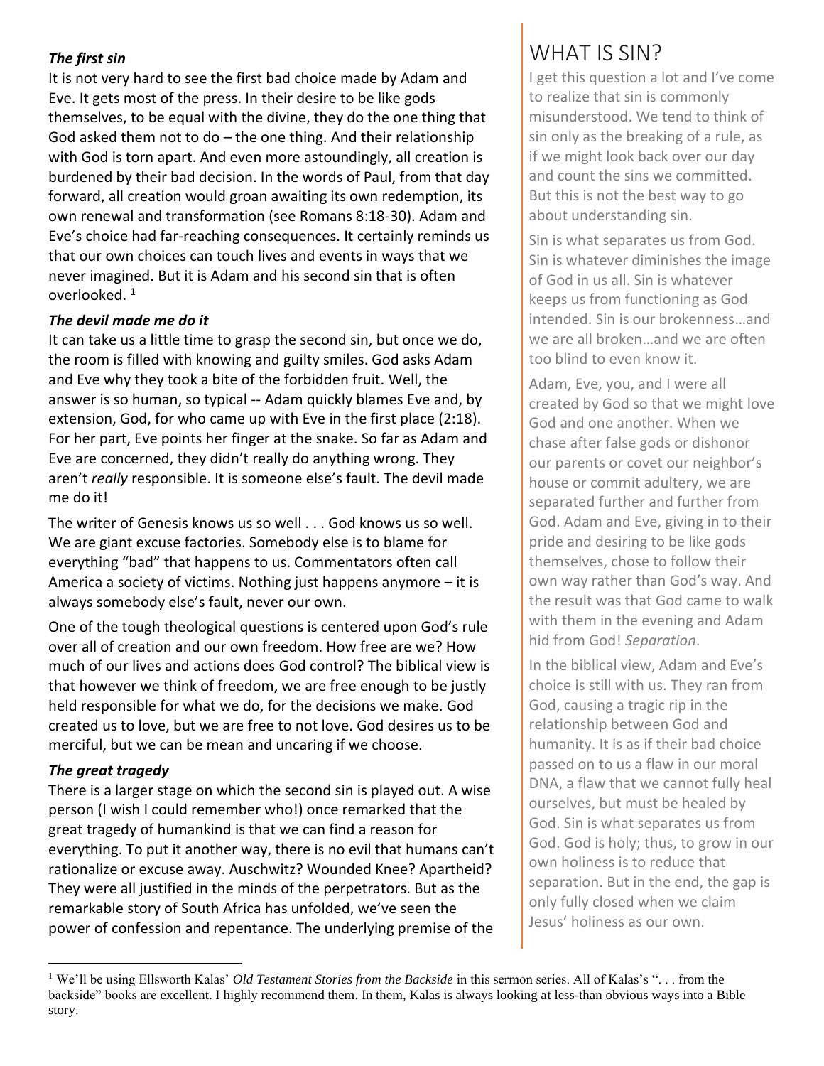### *The first sin*

It is not very hard to see the first bad choice made by Adam and Eve. It gets most of the press. In their desire to be like gods themselves, to be equal with the divine, they do the one thing that God asked them not to do – the one thing. And their relationship with God is torn apart. And even more astoundingly, all creation is burdened by their bad decision. In the words of Paul, from that day forward, all creation would groan awaiting its own redemption, its own renewal and transformation (see Romans 8:18-30). Adam and Eve's choice had far-reaching consequences. It certainly reminds us that our own choices can touch lives and events in ways that we never imagined. But it is Adam and his second sin that is often overlooked. [1]

### *The devil made me do it*

It can take us a little time to grasp the second sin, but once we do, the room is filled with knowing and guilty smiles. God asks Adam and Eve why they took a bite of the forbidden fruit. Well, the answer is so human, so typical -- Adam quickly blames Eve and, by extension, God, for who came up with Eve in the first place (2:18). For her part, Eve points her finger at the snake. So far as Adam and Eve are concerned, they didn't really do anything wrong. They aren't *really* responsible. It is someone else's fault. The devil made me do it!

The writer of Genesis knows us so well . . . God knows us so well. We are giant excuse factories. Somebody else is to blame for everything "bad" that happens to us. Commentators often call America a society of victims. Nothing just happens anymore – it is always somebody else's fault, never our own.

One of the tough theological questions is centered upon God's rule over all of creation and our own freedom. How free are we? How much of our lives and actions does God control? The biblical view is that however we think of freedom, we are free enough to be justly held responsible for what we do, for the decisions we make. God created us to love, but we are free to not love. God desires us to be merciful, but we can be mean and uncaring if we choose.

### *The great tragedy*

There is a larger stage on which the second sin is played out. A wise person (I wish I could remember who!) once remarked that the great tragedy of humankind is that we can find a reason for everything. To put it another way, there is no evil that humans can't rationalize or excuse away. Auschwitz? Wounded Knee? Apartheid? They were all justified in the minds of the perpetrators. But as the remarkable story of South Africa has unfolded, we've seen the power of confession and repentance. The underlying premise of the

## WHAT IS SIN?

I get this question a lot and I've come to realize that sin is commonly misunderstood. We tend to think of sin only as the breaking of a rule, as if we might look back over our day and count the sins we committed. But this is not the best way to go about understanding sin.

Sin is what separates us from God. Sin is whatever diminishes the image of God in us all. Sin is whatever keeps us from functioning as God intended. Sin is our brokenness…and we are all broken…and we are often too blind to even know it.

Adam, Eve, you, and I were all created by God so that we might love God and one another. When we chase after false gods or dishonor our parents or covet our neighbor's house or commit adultery, we are separated further and further from God. Adam and Eve, giving in to their pride and desiring to be like gods themselves, chose to follow their own way rather than God's way. And the result was that God came to walk with them in the evening and Adam hid from God! *Separation*.

In the biblical view, Adam and Eve's choice is still with us. They ran from God, causing a tragic rip in the relationship between God and humanity. It is as if their bad choice passed on to us a flaw in our moral DNA, a flaw that we cannot fully heal ourselves, but must be healed by God. Sin is what separates us from God. God is holy; thus, to grow in our own holiness is to reduce that separation. But in the end, the gap is only fully closed when we claim Jesus' holiness as our own.

---

[1] We'll be using Ellsworth Kalas' *Old Testament Stories from the Backside* in this sermon series. All of Kalas's ". . . from the backside" books are excellent. I highly recommend them. In them, Kalas is always looking at less-than obvious ways into a Bible story.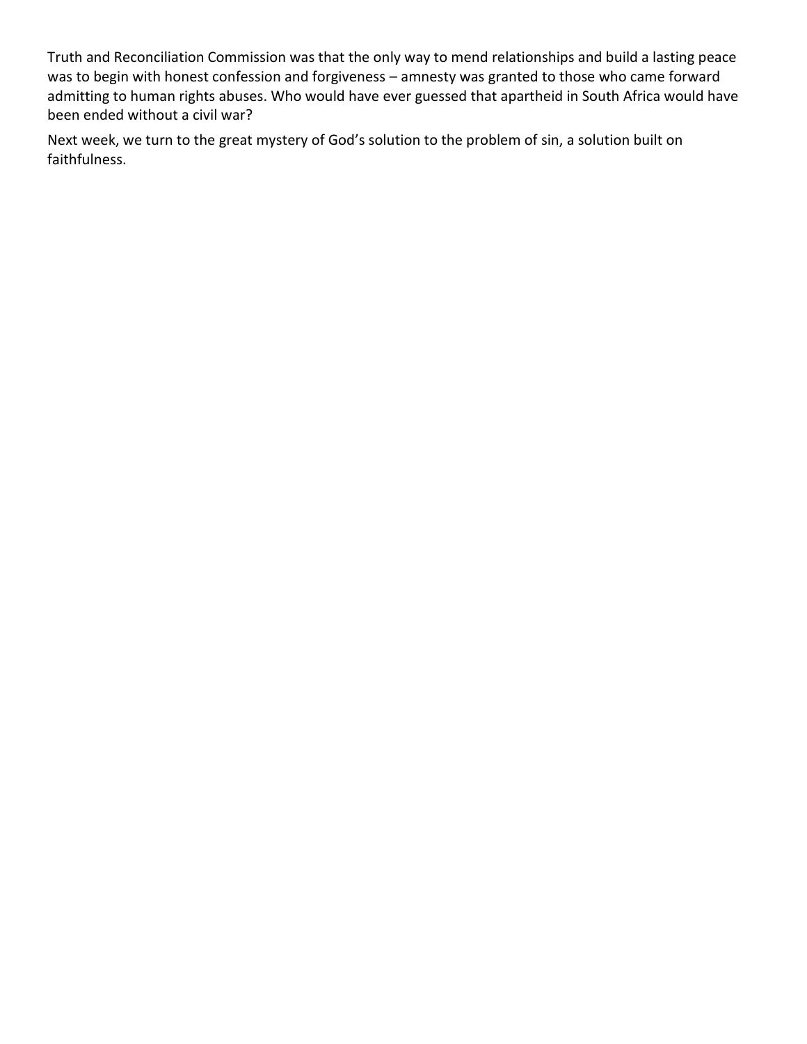Truth and Reconciliation Commission was that the only way to mend relationships and build a lasting peace was to begin with honest confession and forgiveness – amnesty was granted to those who came forward admitting to human rights abuses. Who would have ever guessed that apartheid in South Africa would have been ended without a civil war?

Next week, we turn to the great mystery of God's solution to the problem of sin, a solution built on faithfulness.